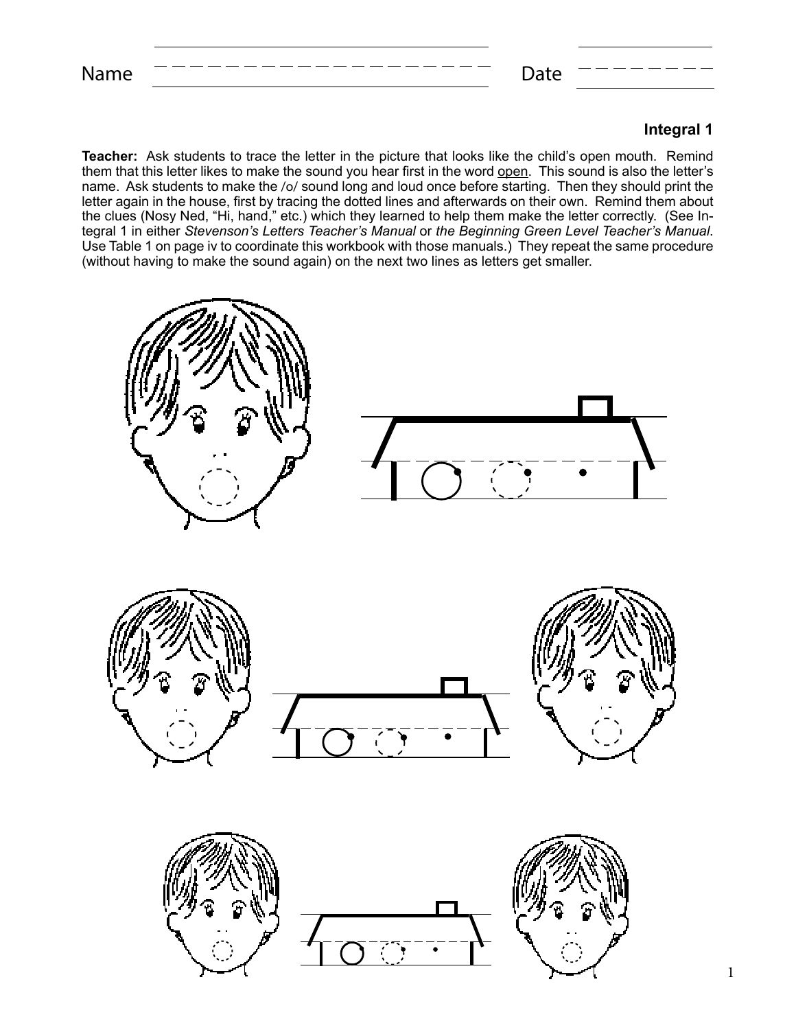Name ______________________ Date __________

**Integral 1**

**Teacher:** Ask students to trace the letter in the picture that looks like the child's open mouth. Remind them that this letter likes to make the sound you hear first in the word <u>open</u>. This sound is also the letter's name. Ask students to make the /o/ sound long and loud once before starting. Then they should print the letter again in the house, first by tracing the dotted lines and afterwards on their own. Remind them about the clues (Nosy Ned, "Hi, hand," etc.) which they learned to help them make the letter correctly. (See Integral 1 in either *Stevenson's Letters Teacher's Manual* or *the Beginning Green Level Teacher's Manual*. Use Table 1 on page iv to coordinate this workbook with those manuals.) They repeat the same procedure (without having to make the sound again) on the next two lines as letters get smaller.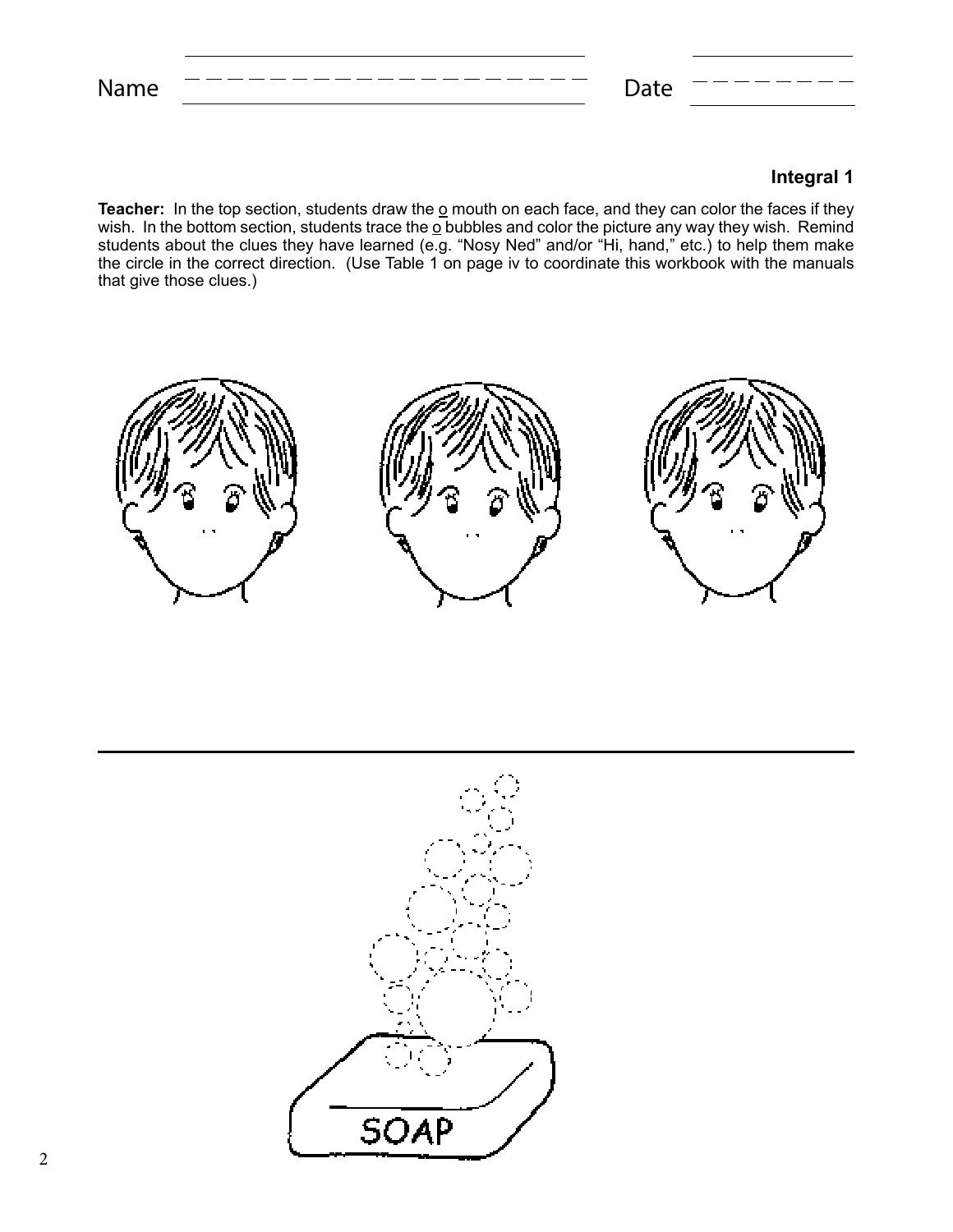Name ____________________ Date __________

**Integral 1**

**Teacher:** In the top section, students draw the o mouth on each face, and they can color the faces if they wish. In the bottom section, students trace the o bubbles and color the picture any way they wish. Remind students about the clues they have learned (e.g. "Nosy Ned" and/or "Hi, hand," etc.) to help them make the circle in the correct direction. (Use Table 1 on page iv to coordinate this workbook with the manuals that give those clues.)

SOAP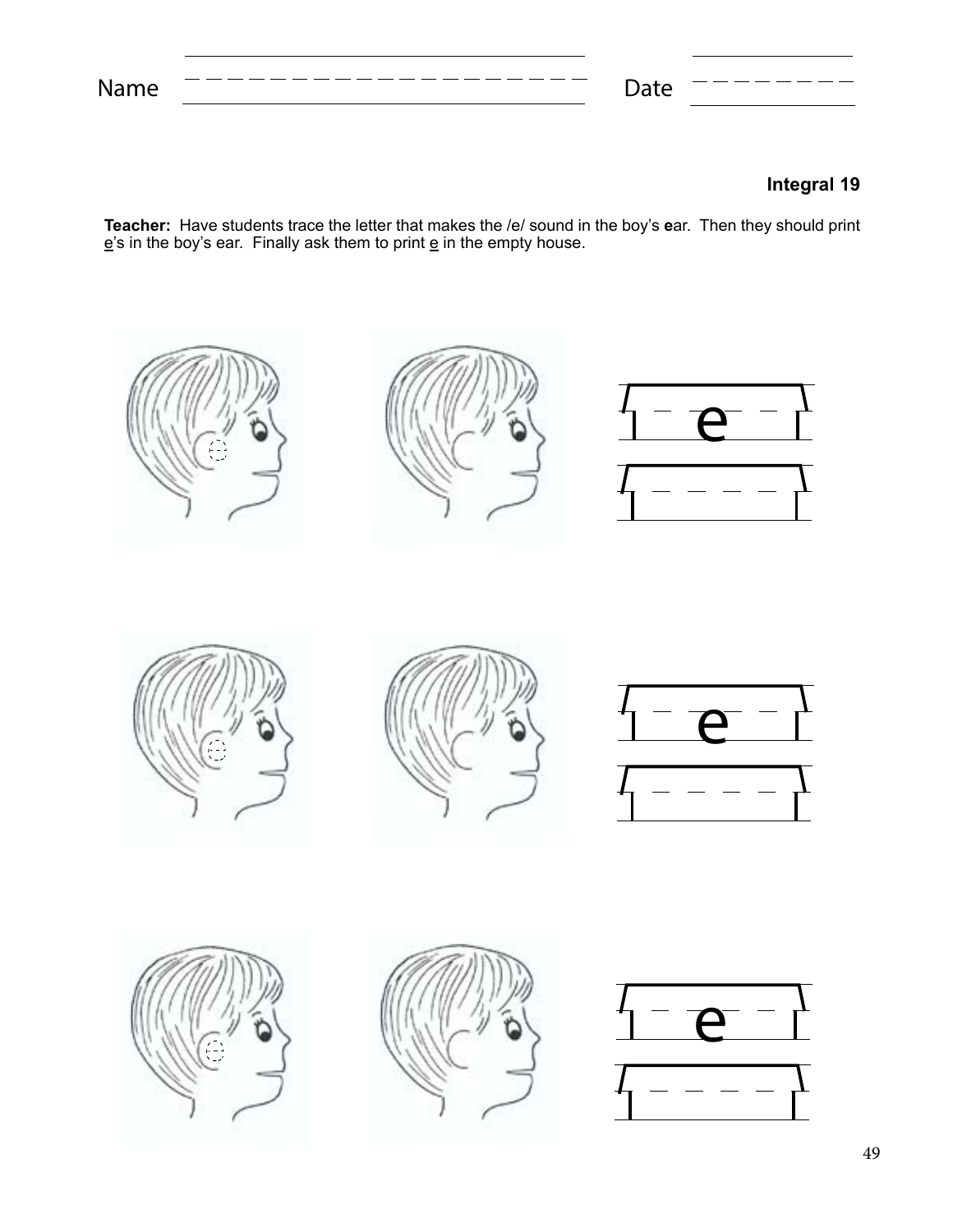Name ______________________ Date __________

**Integral 19**

**Teacher:** Have students trace the letter that makes the /e/ sound in the boy's **e**ar. Then they should print <u>e</u>'s in the boy's ear. Finally ask them to print <u>e</u> in the empty house.

e

e

e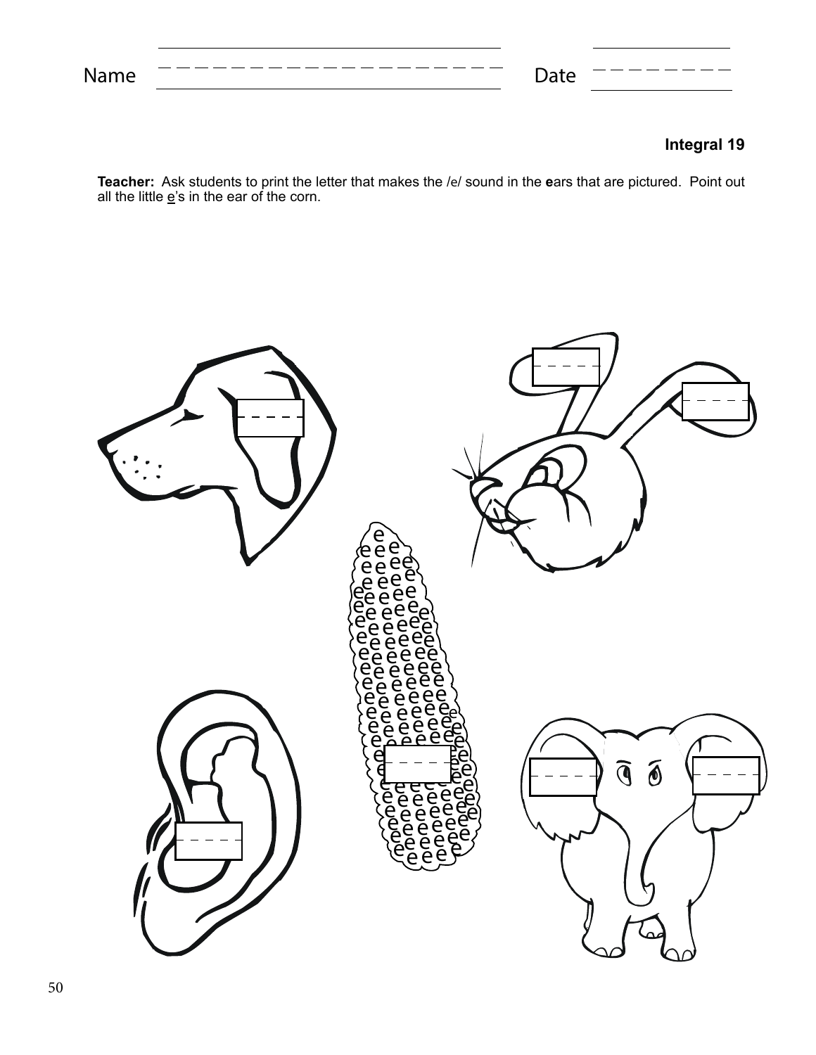Name ______________________ Date __________

**Integral 19**

**Teacher:** Ask students to print the letter that makes the /e/ sound in the **e**ars that are pictured. Point out all the little e's in the ear of the corn.